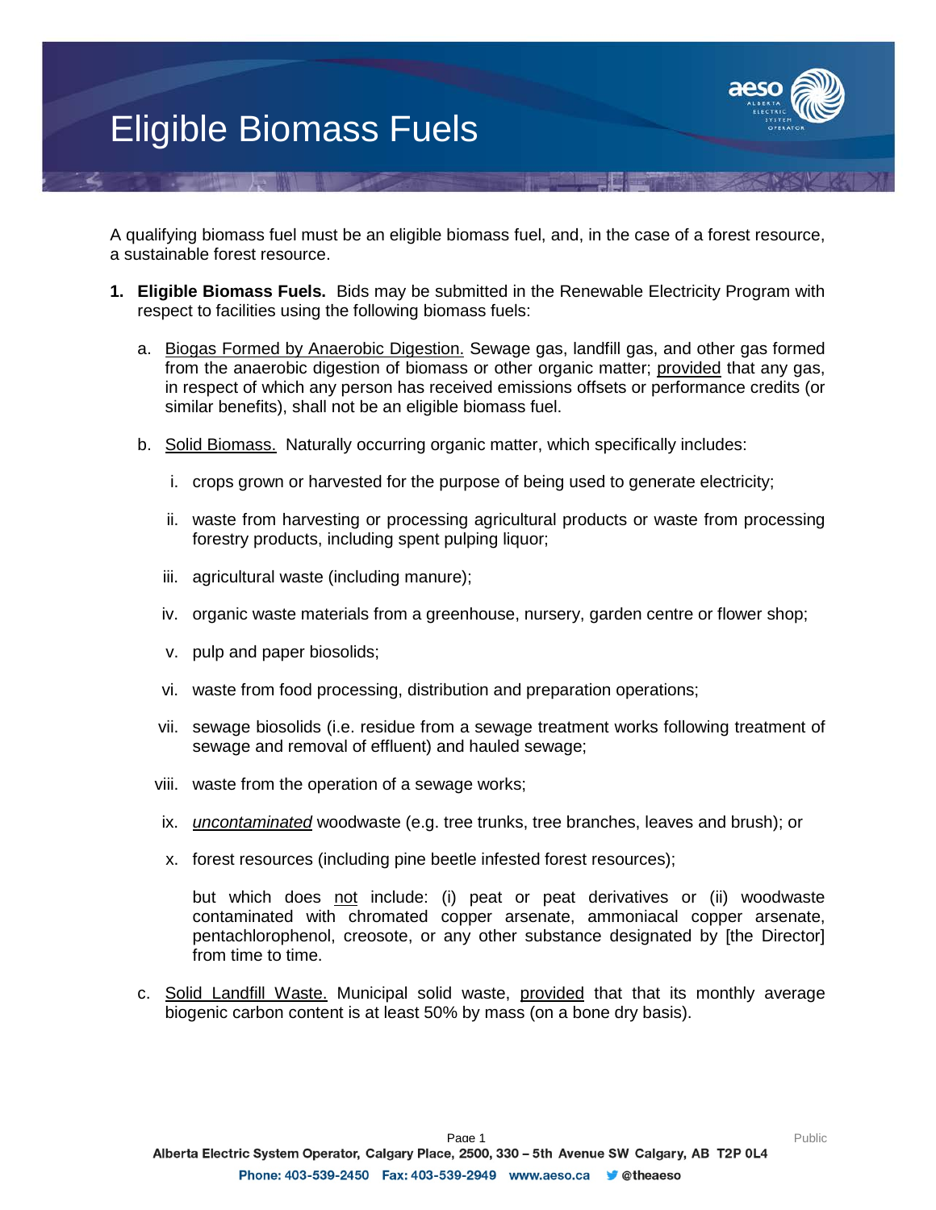# Eligible Biomass Fuels

A qualifying biomass fuel must be an eligible biomass fuel, and, in the case of a forest resource, a sustainable forest resource.

1. **Eligible Biomass Fuels.** Bids may be submitted in the Renewable Electricity Program with respect to facilities using the following biomass fuels:

   a. <u>Biogas Formed by Anaerobic Digestion.</u> Sewage gas, landfill gas, and other gas formed from the anaerobic digestion of biomass or other organic matter; <u>provided</u> that any gas, in respect of which any person has received emissions offsets or performance credits (or similar benefits), shall not be an eligible biomass fuel.

   b. <u>Solid Biomass.</u> Naturally occurring organic matter, which specifically includes:

      i. crops grown or harvested for the purpose of being used to generate electricity;

      ii. waste from harvesting or processing agricultural products or waste from processing forestry products, including spent pulping liquor;

      iii. agricultural waste (including manure);

      iv. organic waste materials from a greenhouse, nursery, garden centre or flower shop;

      v. pulp and paper biosolids;

      vi. waste from food processing, distribution and preparation operations;

      vii. sewage biosolids (i.e. residue from a sewage treatment works following treatment of sewage and removal of effluent) and hauled sewage;

      viii. waste from the operation of a sewage works;

      ix. <u>*uncontaminated*</u> woodwaste (e.g. tree trunks, tree branches, leaves and brush); or

      x. forest resources (including pine beetle infested forest resources);

      but which does <u>not</u> include: (i) peat or peat derivatives or (ii) woodwaste contaminated with chromated copper arsenate, ammoniacal copper arsenate, pentachlorophenol, creosote, or any other substance designated by [the Director] from time to time.

   c. <u>Solid Landfill Waste.</u> Municipal solid waste, <u>provided</u> that that its monthly average biogenic carbon content is at least 50% by mass (on a bone dry basis).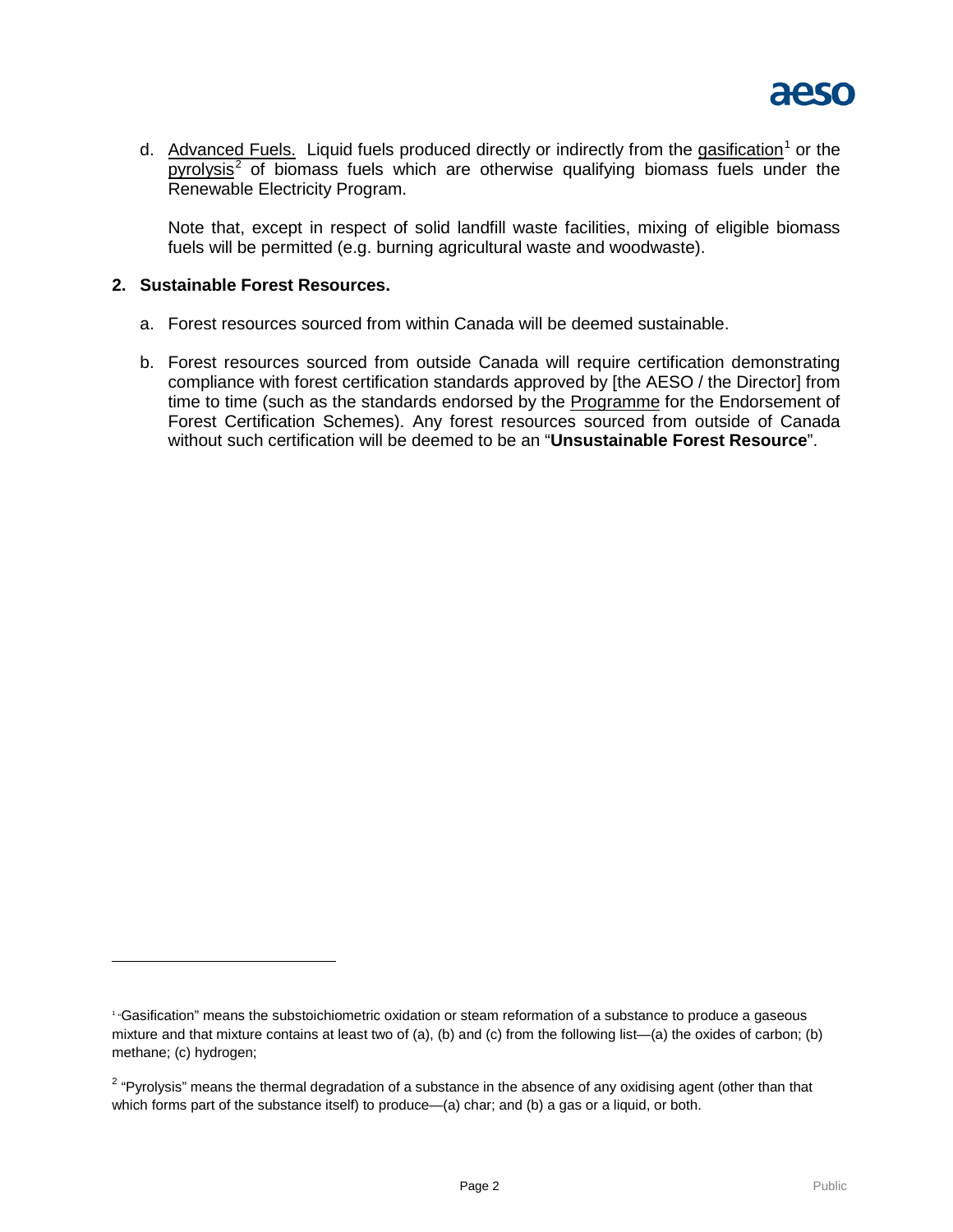d. Advanced Fuels. Liquid fuels produced directly or indirectly from the gasification[1] or the pyrolysis[2] of biomass fuels which are otherwise qualifying biomass fuels under the Renewable Electricity Program.

   Note that, except in respect of solid landfill waste facilities, mixing of eligible biomass fuels will be permitted (e.g. burning agricultural waste and woodwaste).

**2. Sustainable Forest Resources.**

   a. Forest resources sourced from within Canada will be deemed sustainable.

   b. Forest resources sourced from outside Canada will require certification demonstrating compliance with forest certification standards approved by [the AESO / the Director] from time to time (such as the standards endorsed by the Programme for the Endorsement of Forest Certification Schemes). Any forest resources sourced from outside of Canada without such certification will be deemed to be an "**Unsustainable Forest Resource**".

---

[1] "Gasification" means the substoichiometric oxidation or steam reformation of a substance to produce a gaseous mixture and that mixture contains at least two of (a), (b) and (c) from the following list—(a) the oxides of carbon; (b) methane; (c) hydrogen;

[2] "Pyrolysis" means the thermal degradation of a substance in the absence of any oxidising agent (other than that which forms part of the substance itself) to produce—(a) char; and (b) a gas or a liquid, or both.